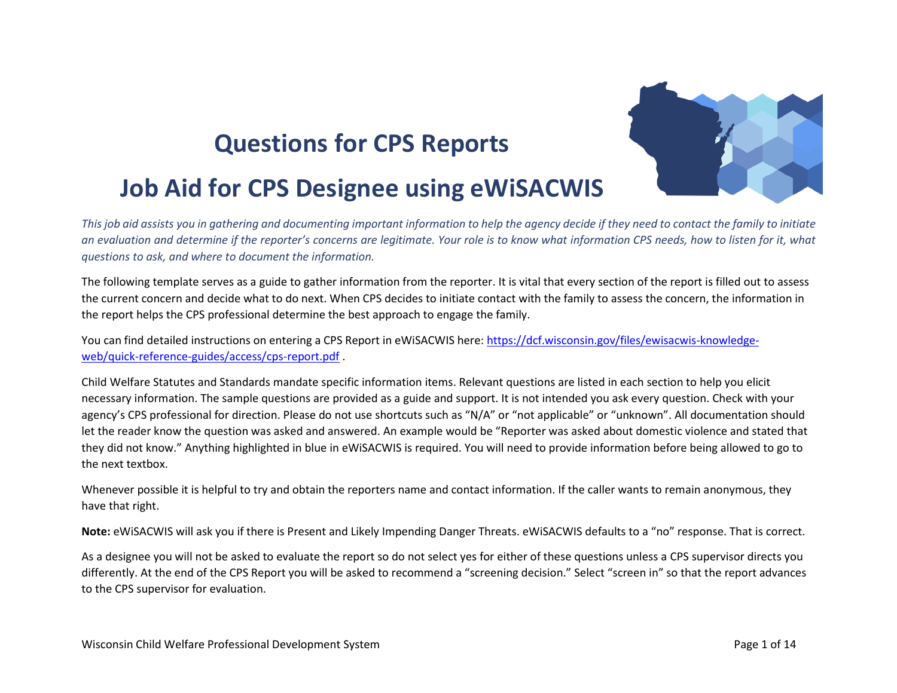# Questions for CPS Reports

# Job Aid for CPS Designee using eWiSACWIS

*This job aid assists you in gathering and documenting important information to help the agency decide if they need to contact the family to initiate an evaluation and determine if the reporter's concerns are legitimate. Your role is to know what information CPS needs, how to listen for it, what questions to ask, and where to document the information.*

The following template serves as a guide to gather information from the reporter. It is vital that every section of the report is filled out to assess the current concern and decide what to do next. When CPS decides to initiate contact with the family to assess the concern, the information in the report helps the CPS professional determine the best approach to engage the family.

You can find detailed instructions on entering a CPS Report in eWiSACWIS here: [https://dcf.wisconsin.gov/files/ewisacwis-knowledge-web/quick-reference-guides/access/cps-report.pdf](https://dcf.wisconsin.gov/files/ewisacwis-knowledge-web/quick-reference-guides/access/cps-report.pdf) .

Child Welfare Statutes and Standards mandate specific information items. Relevant questions are listed in each section to help you elicit necessary information. The sample questions are provided as a guide and support. It is not intended you ask every question. Check with your agency's CPS professional for direction. Please do not use shortcuts such as "N/A" or "not applicable" or "unknown". All documentation should let the reader know the question was asked and answered. An example would be "Reporter was asked about domestic violence and stated that they did not know." Anything highlighted in blue in eWiSACWIS is required. You will need to provide information before being allowed to go to the next textbox.

Whenever possible it is helpful to try and obtain the reporters name and contact information. If the caller wants to remain anonymous, they have that right.

**Note:** eWiSACWIS will ask you if there is Present and Likely Impending Danger Threats. eWiSACWIS defaults to a "no" response. That is correct.

As a designee you will not be asked to evaluate the report so do not select yes for either of these questions unless a CPS supervisor directs you differently. At the end of the CPS Report you will be asked to recommend a "screening decision." Select "screen in" so that the report advances to the CPS supervisor for evaluation.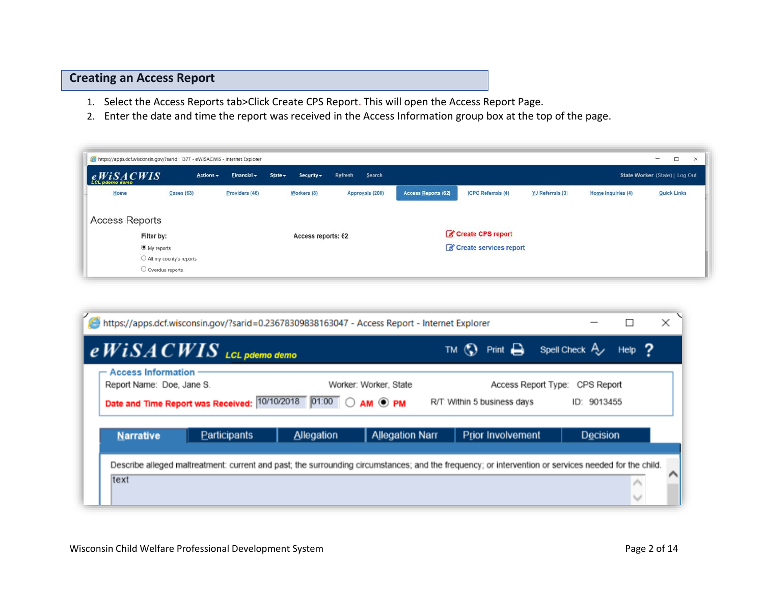## Creating an Access Report

1. Select the Access Reports tab>Click Create CPS Report. This will open the Access Report Page.
2. Enter the date and time the report was received in the Access Information group box at the top of the page.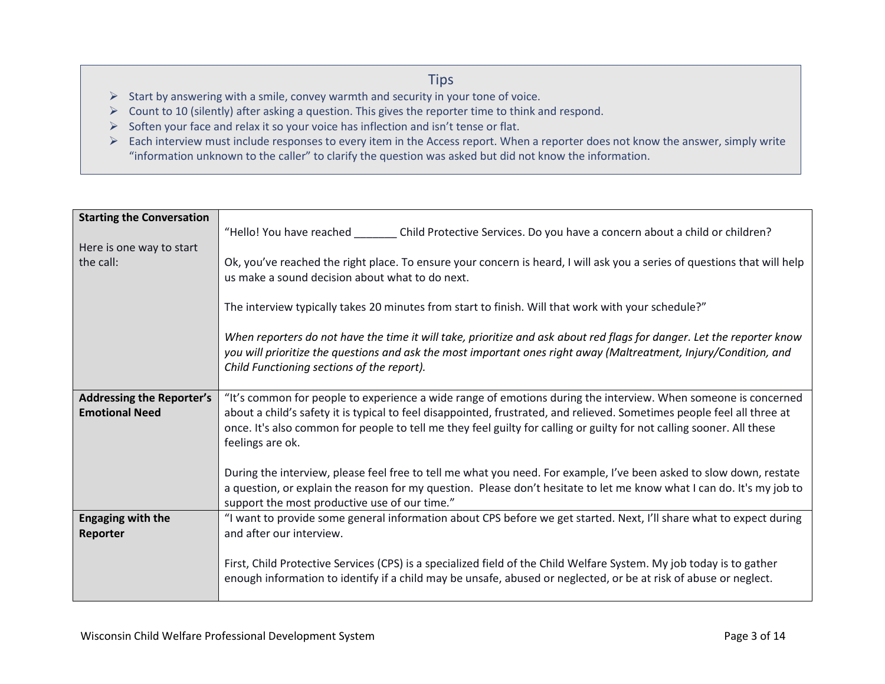## Tips

- Start by answering with a smile, convey warmth and security in your tone of voice.
- Count to 10 (silently) after asking a question. This gives the reporter time to think and respond.
- Soften your face and relax it so your voice has inflection and isn't tense or flat.
- Each interview must include responses to every item in the Access report. When a reporter does not know the answer, simply write "information unknown to the caller" to clarify the question was asked but did not know the information.

| | |
|---|---|
| **Starting the Conversation**<br><br>Here is one way to start the call: | "Hello! You have reached _______ Child Protective Services. Do you have a concern about a child or children?<br><br>Ok, you've reached the right place. To ensure your concern is heard, I will ask you a series of questions that will help us make a sound decision about what to do next.<br><br>The interview typically takes 20 minutes from start to finish. Will that work with your schedule?"<br><br>*When reporters do not have the time it will take, prioritize and ask about red flags for danger. Let the reporter know you will prioritize the questions and ask the most important ones right away (Maltreatment, Injury/Condition, and Child Functioning sections of the report).* |
| **Addressing the Reporter's Emotional Need** | "It's common for people to experience a wide range of emotions during the interview. When someone is concerned about a child's safety it is typical to feel disappointed, frustrated, and relieved. Sometimes people feel all three at once. It's also common for people to tell me they feel guilty for calling or guilty for not calling sooner. All these feelings are ok.<br><br>During the interview, please feel free to tell me what you need. For example, I've been asked to slow down, restate a question, or explain the reason for my question. Please don't hesitate to let me know what I can do. It's my job to support the most productive use of our time." |
| **Engaging with the Reporter** | "I want to provide some general information about CPS before we get started. Next, I'll share what to expect during and after our interview.<br><br>First, Child Protective Services (CPS) is a specialized field of the Child Welfare System. My job today is to gather enough information to identify if a child may be unsafe, abused or neglected, or be at risk of abuse or neglect. |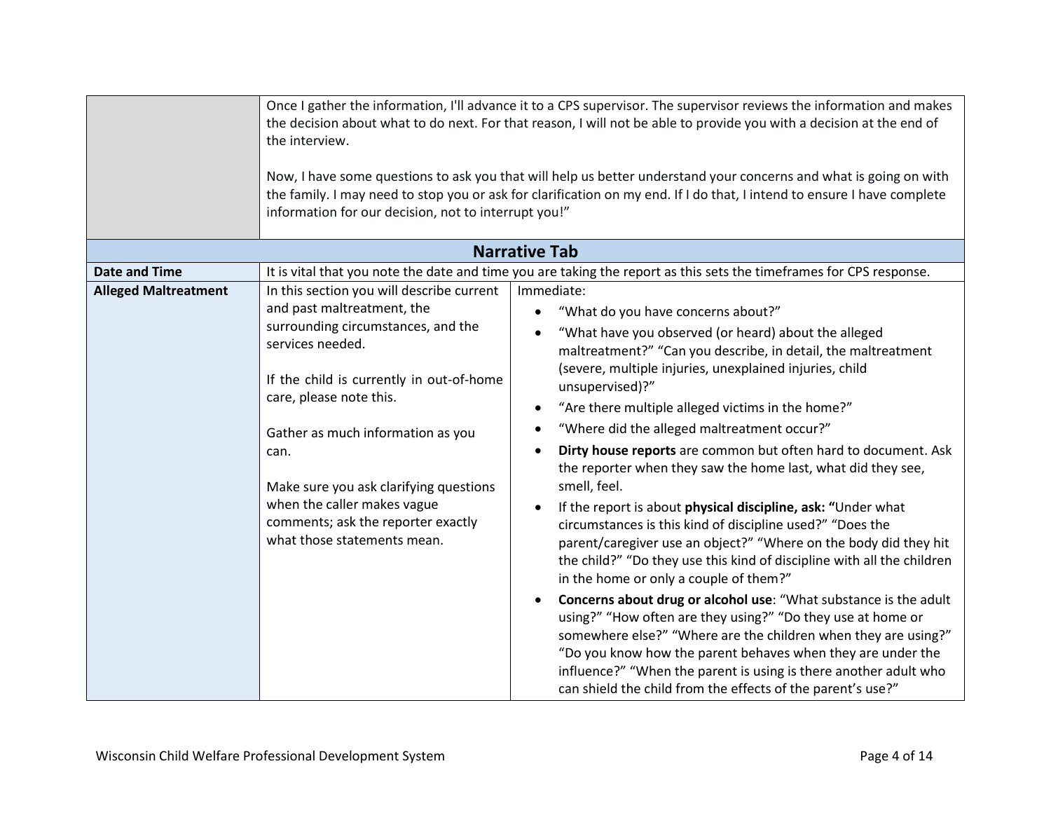| | | |
|---|---|---|
| | Once I gather the information, I'll advance it to a CPS supervisor. The supervisor reviews the information and makes the decision about what to do next. For that reason, I will not be able to provide you with a decision at the end of the interview.<br><br>Now, I have some questions to ask you that will help us better understand your concerns and what is going on with the family. I may need to stop you or ask for clarification on my end. If I do that, I intend to ensure I have complete information for our decision, not to interrupt you!" | |
| **Narrative Tab** | | |
| **Date and Time** | It is vital that you note the date and time you are taking the report as this sets the timeframes for CPS response. | |
| **Alleged Maltreatment** | In this section you will describe current and past maltreatment, the surrounding circumstances, and the services needed.<br><br>If the child is currently in out-of-home care, please note this.<br><br>Gather as much information as you can.<br><br>Make sure you ask clarifying questions when the caller makes vague comments; ask the reporter exactly what those statements mean. | Immediate:<br>• "What do you have concerns about?"<br>• "What have you observed (or heard) about the alleged maltreatment?" "Can you describe, in detail, the maltreatment (severe, multiple injuries, unexplained injuries, child unsupervised)?"<br>• "Are there multiple alleged victims in the home?"<br>• "Where did the alleged maltreatment occur?"<br>• **Dirty house reports** are common but often hard to document. Ask the reporter when they saw the home last, what did they see, smell, feel.<br>• If the report is about **physical discipline, ask: "**Under what circumstances is this kind of discipline used?" "Does the parent/caregiver use an object?" "Where on the body did they hit the child?" "Do they use this kind of discipline with all the children in the home or only a couple of them?"<br>• **Concerns about drug or alcohol use**: "What substance is the adult using?" "How often are they using?" "Do they use at home or somewhere else?" "Where are the children when they are using?" "Do you know how the parent behaves when they are under the influence?" "When the parent is using is there another adult who can shield the child from the effects of the parent's use?" |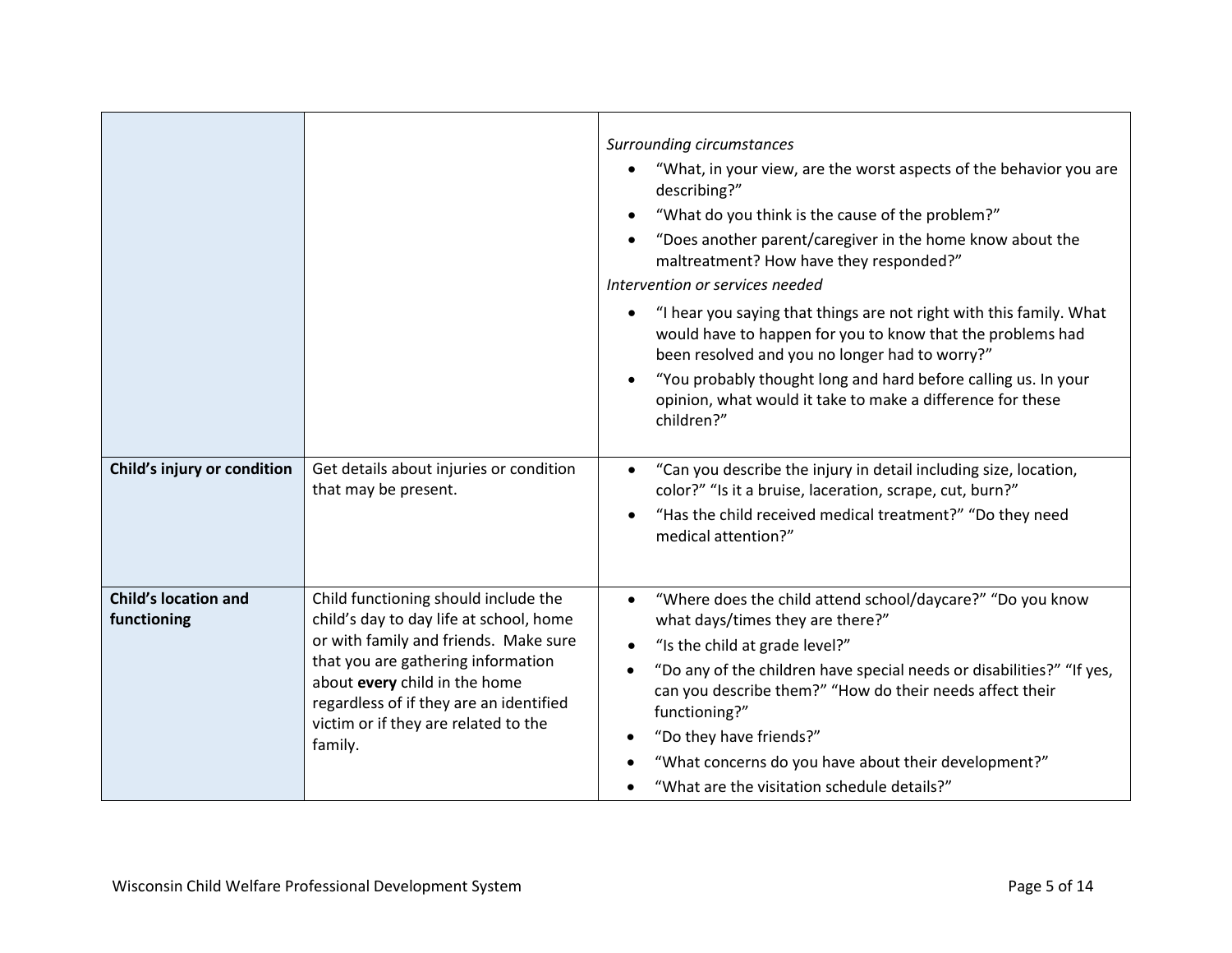| | | |
|---|---|---|
| | | *Surrounding circumstances*<br>• "What, in your view, are the worst aspects of the behavior you are describing?"<br>• "What do you think is the cause of the problem?"<br>• "Does another parent/caregiver in the home know about the maltreatment? How have they responded?"<br>*Intervention or services needed*<br>• "I hear you saying that things are not right with this family. What would have to happen for you to know that the problems had been resolved and you no longer had to worry?"<br>• "You probably thought long and hard before calling us. In your opinion, what would it take to make a difference for these children?" |
| **Child's injury or condition** | Get details about injuries or condition that may be present. | • "Can you describe the injury in detail including size, location, color?" "Is it a bruise, laceration, scrape, cut, burn?"<br>• "Has the child received medical treatment?" "Do they need medical attention?" |
| **Child's location and functioning** | Child functioning should include the child's day to day life at school, home or with family and friends. Make sure that you are gathering information about **every** child in the home regardless of if they are an identified victim or if they are related to the family. | • "Where does the child attend school/daycare?" "Do you know what days/times they are there?"<br>• "Is the child at grade level?"<br>• "Do any of the children have special needs or disabilities?" "If yes, can you describe them?" "How do their needs affect their functioning?"<br>• "Do they have friends?"<br>• "What concerns do you have about their development?"<br>• "What are the visitation schedule details?" |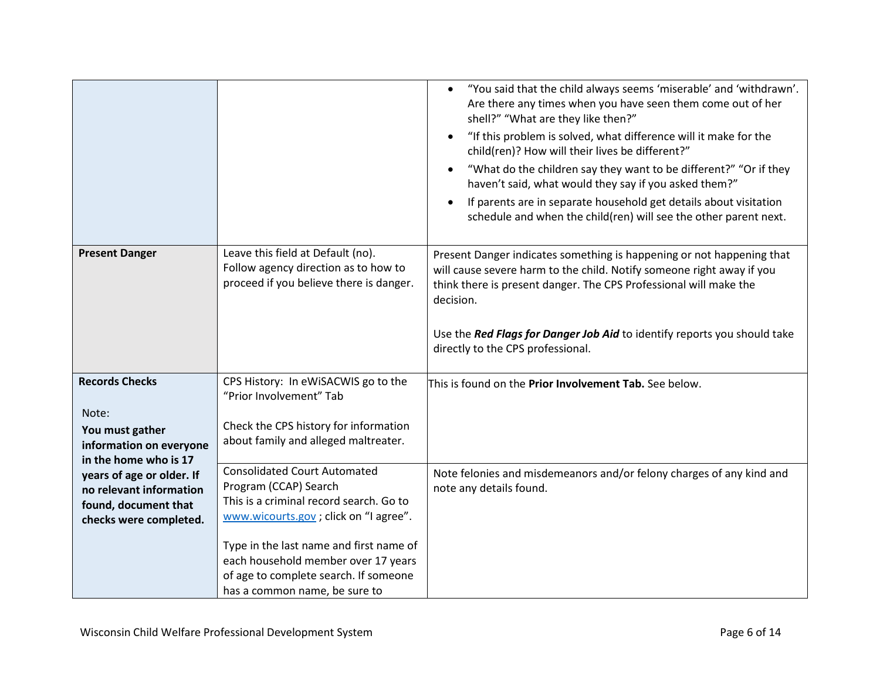| | | |
|---|---|---|
| | | • "You said that the child always seems 'miserable' and 'withdrawn'. Are there any times when you have seen them come out of her shell?" "What are they like then?"<br>• "If this problem is solved, what difference will it make for the child(ren)? How will their lives be different?"<br>• "What do the children say they want to be different?" "Or if they haven't said, what would they say if you asked them?"<br>• If parents are in separate household get details about visitation schedule and when the child(ren) will see the other parent next. |
| **Present Danger** | Leave this field at Default (no). Follow agency direction as to how to proceed if you believe there is danger. | Present Danger indicates something is happening or not happening that will cause severe harm to the child. Notify someone right away if you think there is present danger. The CPS Professional will make the decision.<br><br>Use the ***Red Flags for Danger Job Aid*** to identify reports you should take directly to the CPS professional. |
| **Records Checks**<br><br>Note:<br>**You must gather information on everyone in the home who is 17 years of age or older. If no relevant information found, document that checks were completed.** | CPS History: In eWiSACWIS go to the "Prior Involvement" Tab<br><br>Check the CPS history for information about family and alleged maltreater. | This is found on the **Prior Involvement Tab.** See below. |
| | Consolidated Court Automated Program (CCAP) Search<br>This is a criminal record search. Go to [www.wicourts.gov](www.wicourts.gov) ; click on "I agree".<br><br>Type in the last name and first name of each household member over 17 years of age to complete search. If someone has a common name, be sure to | Note felonies and misdemeanors and/or felony charges of any kind and note any details found. |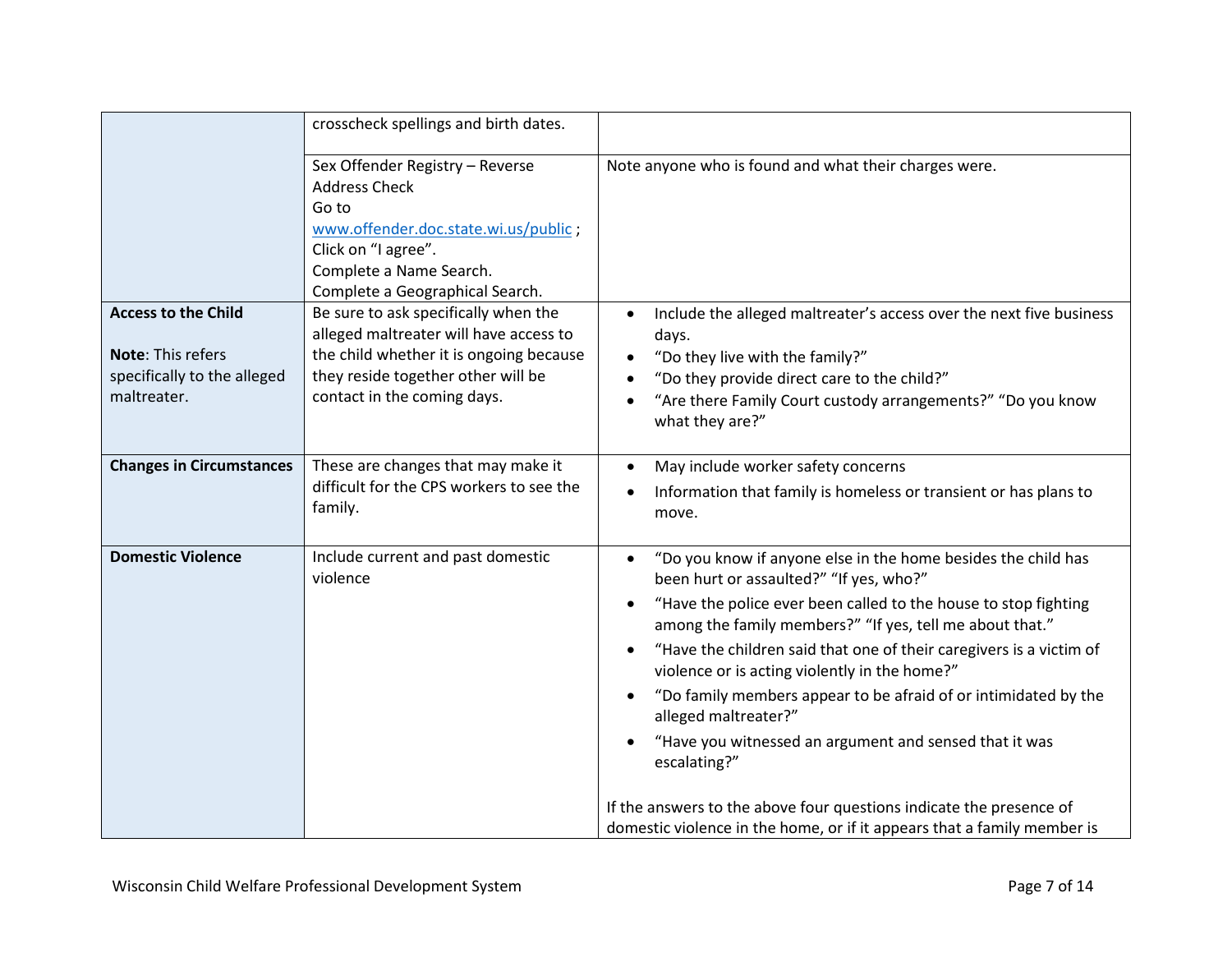| | | |
|---|---|---|
| | crosscheck spellings and birth dates. | |
| | Sex Offender Registry – Reverse Address Check<br>Go to [www.offender.doc.state.wi.us/public](www.offender.doc.state.wi.us/public) ;<br>Click on "I agree".<br>Complete a Name Search.<br>Complete a Geographical Search. | Note anyone who is found and what their charges were. |
| **Access to the Child**<br><br>**Note**: This refers specifically to the alleged maltreater. | Be sure to ask specifically when the alleged maltreater will have access to the child whether it is ongoing because they reside together other will be contact in the coming days. | • Include the alleged maltreater's access over the next five business days.<br>• "Do they live with the family?"<br>• "Do they provide direct care to the child?"<br>• "Are there Family Court custody arrangements?" "Do you know what they are?" |
| **Changes in Circumstances** | These are changes that may make it difficult for the CPS workers to see the family. | • May include worker safety concerns<br>• Information that family is homeless or transient or has plans to move. |
| **Domestic Violence** | Include current and past domestic violence | • "Do you know if anyone else in the home besides the child has been hurt or assaulted?" "If yes, who?"<br>• "Have the police ever been called to the house to stop fighting among the family members?" "If yes, tell me about that."<br>• "Have the children said that one of their caregivers is a victim of violence or is acting violently in the home?"<br>• "Do family members appear to be afraid of or intimidated by the alleged maltreater?"<br>• "Have you witnessed an argument and sensed that it was escalating?"<br><br>If the answers to the above four questions indicate the presence of domestic violence in the home, or if it appears that a family member is |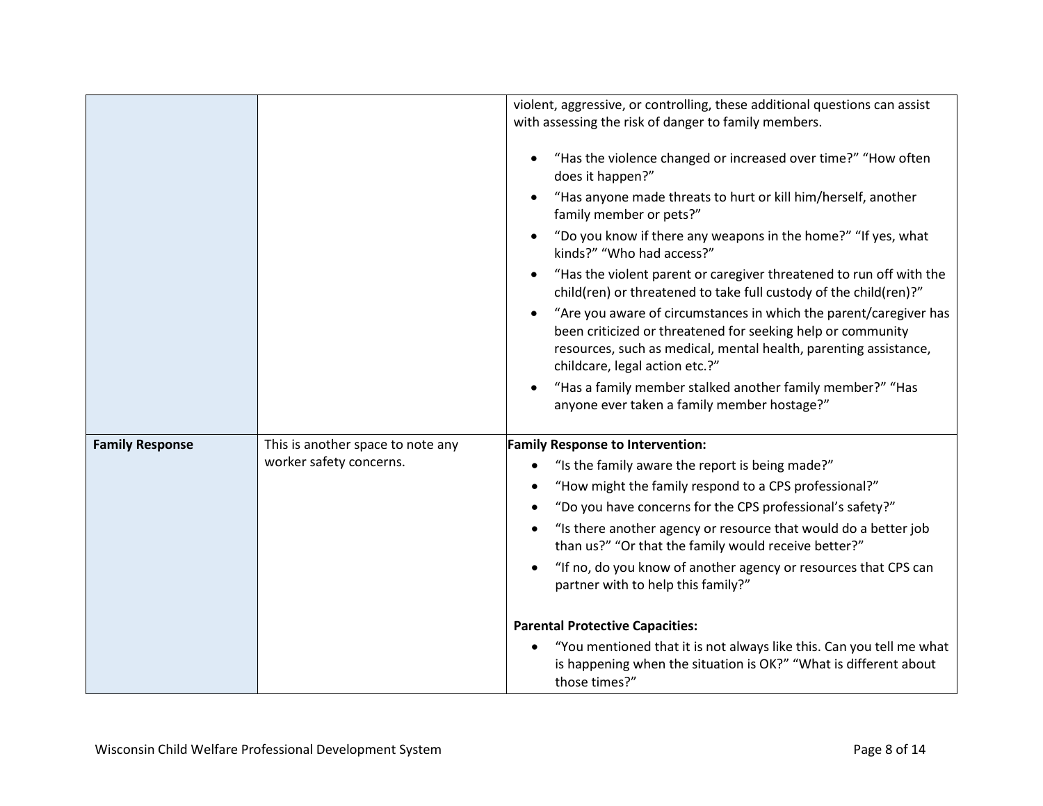| | | |
|---|---|---|
| | | violent, aggressive, or controlling, these additional questions can assist with assessing the risk of danger to family members.<br><br>• "Has the violence changed or increased over time?" "How often does it happen?"<br>• "Has anyone made threats to hurt or kill him/herself, another family member or pets?"<br>• "Do you know if there any weapons in the home?" "If yes, what kinds?" "Who had access?"<br>• "Has the violent parent or caregiver threatened to run off with the child(ren) or threatened to take full custody of the child(ren)?"<br>• "Are you aware of circumstances in which the parent/caregiver has been criticized or threatened for seeking help or community resources, such as medical, mental health, parenting assistance, childcare, legal action etc.?"<br>• "Has a family member stalked another family member?" "Has anyone ever taken a family member hostage?" |
| **Family Response** | This is another space to note any worker safety concerns. | **Family Response to Intervention:**<br>• "Is the family aware the report is being made?"<br>• "How might the family respond to a CPS professional?"<br>• "Do you have concerns for the CPS professional's safety?"<br>• "Is there another agency or resource that would do a better job than us?" "Or that the family would receive better?"<br>• "If no, do you know of another agency or resources that CPS can partner with to help this family?"<br><br>**Parental Protective Capacities:**<br>• "You mentioned that it is not always like this. Can you tell me what is happening when the situation is OK?" "What is different about those times?" |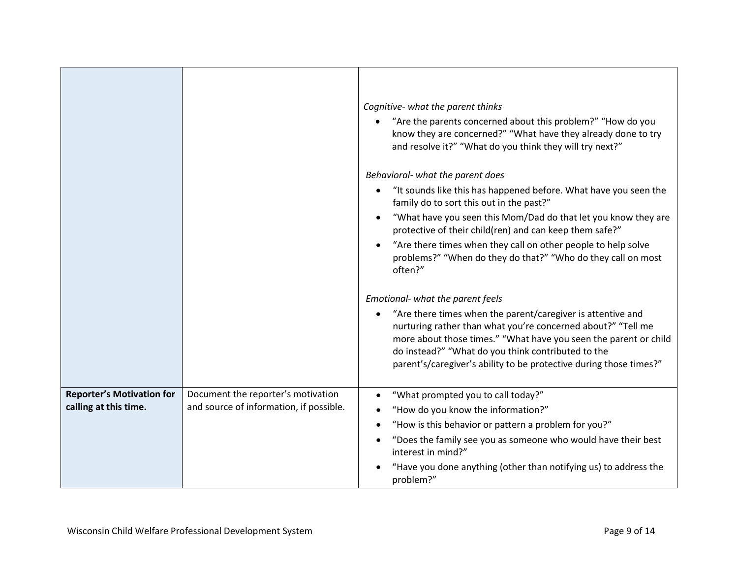| | | |
|---|---|---|
| | | *Cognitive- what the parent thinks*<br>• "Are the parents concerned about this problem?" "How do you know they are concerned?" "What have they already done to try and resolve it?" "What do you think they will try next?"<br><br>*Behavioral- what the parent does*<br>• "It sounds like this has happened before. What have you seen the family do to sort this out in the past?"<br>• "What have you seen this Mom/Dad do that let you know they are protective of their child(ren) and can keep them safe?"<br>• "Are there times when they call on other people to help solve problems?" "When do they do that?" "Who do they call on most often?"<br><br>*Emotional- what the parent feels*<br>• "Are there times when the parent/caregiver is attentive and nurturing rather than what you're concerned about?" "Tell me more about those times." "What have you seen the parent or child do instead?" "What do you think contributed to the parent's/caregiver's ability to be protective during those times?" |
| **Reporter's Motivation for calling at this time.** | Document the reporter's motivation and source of information, if possible. | • "What prompted you to call today?"<br>• "How do you know the information?"<br>• "How is this behavior or pattern a problem for you?"<br>• "Does the family see you as someone who would have their best interest in mind?"<br>• "Have you done anything (other than notifying us) to address the problem?" |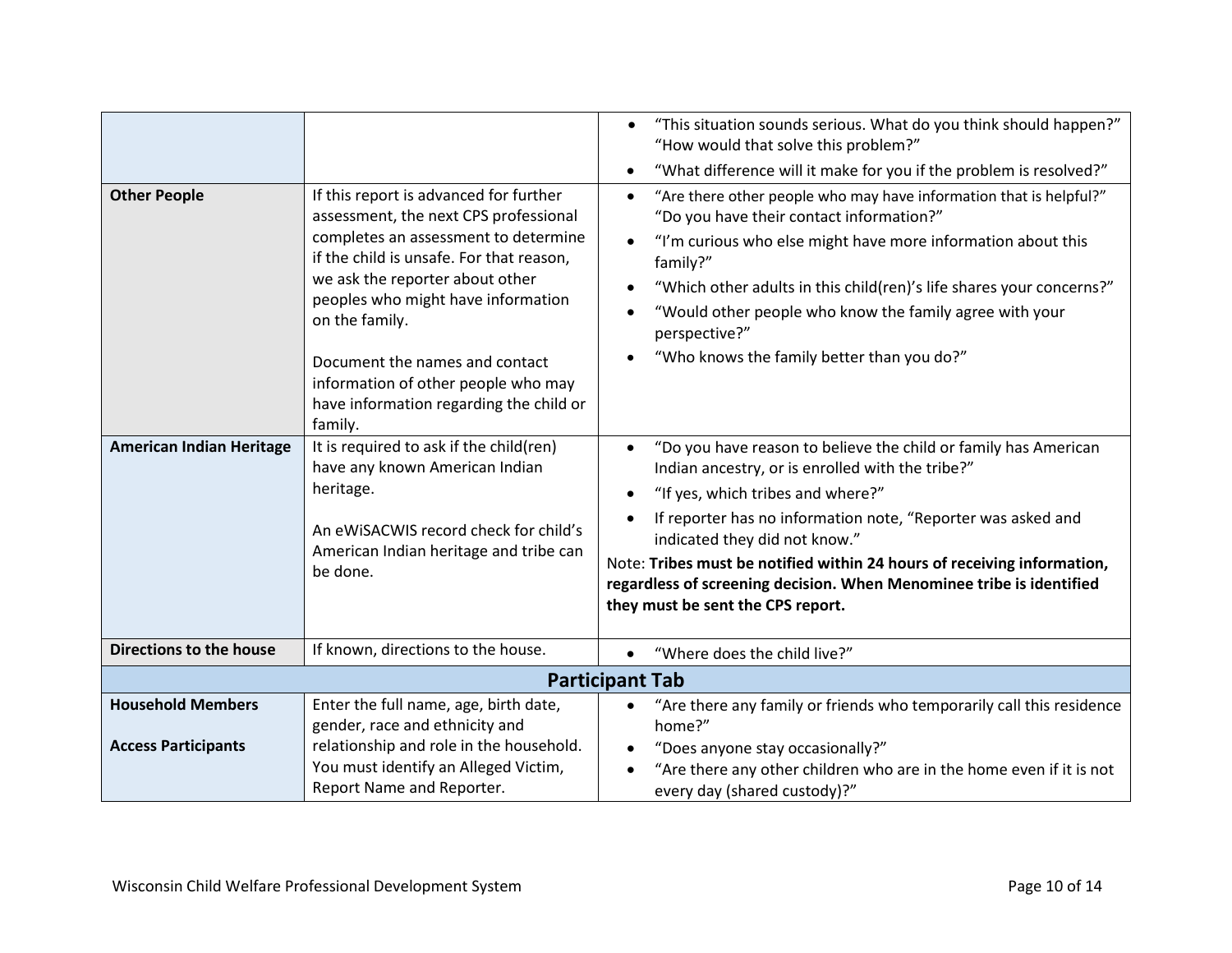| | | |
|---|---|---|
| | | • "This situation sounds serious. What do you think should happen?" "How would that solve this problem?"<br>• "What difference will it make for you if the problem is resolved?" |
| **Other People** | If this report is advanced for further assessment, the next CPS professional completes an assessment to determine if the child is unsafe. For that reason, we ask the reporter about other peoples who might have information on the family.<br><br>Document the names and contact information of other people who may have information regarding the child or family. | • "Are there other people who may have information that is helpful?" "Do you have their contact information?"<br>• "I'm curious who else might have more information about this family?"<br>• "Which other adults in this child(ren)'s life shares your concerns?"<br>• "Would other people who know the family agree with your perspective?"<br>• "Who knows the family better than you do?" |
| **American Indian Heritage** | It is required to ask if the child(ren) have any known American Indian heritage.<br><br>An eWiSACWIS record check for child's American Indian heritage and tribe can be done. | • "Do you have reason to believe the child or family has American Indian ancestry, or is enrolled with the tribe?"<br>• "If yes, which tribes and where?"<br>• If reporter has no information note, "Reporter was asked and indicated they did not know."<br>Note: **Tribes must be notified within 24 hours of receiving information, regardless of screening decision. When Menominee tribe is identified they must be sent the CPS report.** |
| **Directions to the house** | If known, directions to the house. | • "Where does the child live?" |
| **Participant Tab** | | |
| **Household Members**<br><br>**Access Participants** | Enter the full name, age, birth date, gender, race and ethnicity and relationship and role in the household. You must identify an Alleged Victim, Report Name and Reporter. | • "Are there any family or friends who temporarily call this residence home?"<br>• "Does anyone stay occasionally?"<br>• "Are there any other children who are in the home even if it is not every day (shared custody)?" |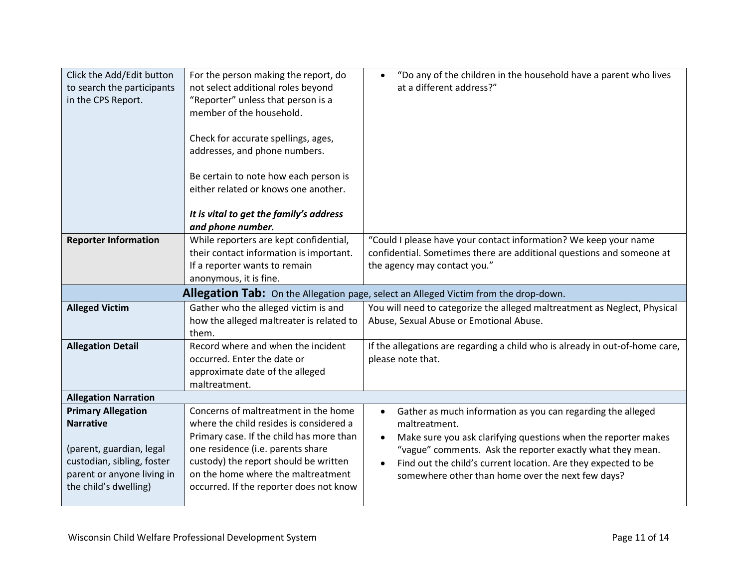| | | |
|---|---|---|
| Click the Add/Edit button to search the participants in the CPS Report. | For the person making the report, do not select additional roles beyond "Reporter" unless that person is a member of the household.<br><br>Check for accurate spellings, ages, addresses, and phone numbers.<br><br>Be certain to note how each person is either related or knows one another.<br><br>***It is vital to get the family's address and phone number.*** | • "Do any of the children in the household have a parent who lives at a different address?" |
| **Reporter Information** | While reporters are kept confidential, their contact information is important. If a reporter wants to remain anonymous, it is fine. | "Could I please have your contact information? We keep your name confidential. Sometimes there are additional questions and someone at the agency may contact you." |
| **Allegation Tab:** On the Allegation page, select an Alleged Victim from the drop-down. | | |
| **Alleged Victim** | Gather who the alleged victim is and how the alleged maltreater is related to them. | You will need to categorize the alleged maltreatment as Neglect, Physical Abuse, Sexual Abuse or Emotional Abuse. |
| **Allegation Detail** | Record where and when the incident occurred. Enter the date or approximate date of the alleged maltreatment. | If the allegations are regarding a child who is already in out-of-home care, please note that. |
| **Allegation Narration** | | |
| **Primary Allegation Narrative**<br><br>(parent, guardian, legal custodian, sibling, foster parent or anyone living in the child's dwelling) | Concerns of maltreatment in the home where the child resides is considered a Primary case. If the child has more than one residence (i.e. parents share custody) the report should be written on the home where the maltreatment occurred. If the reporter does not know | • Gather as much information as you can regarding the alleged maltreatment.<br>• Make sure you ask clarifying questions when the reporter makes "vague" comments. Ask the reporter exactly what they mean.<br>• Find out the child's current location. Are they expected to be somewhere other than home over the next few days? |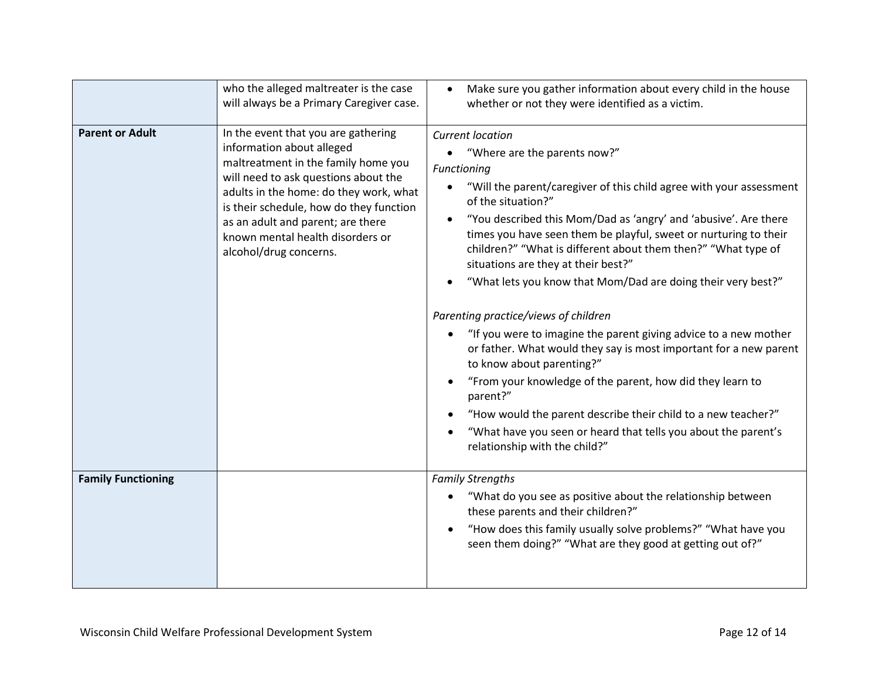|  |  |  |
|---|---|---|
|  | who the alleged maltreater is the case will always be a Primary Caregiver case. | • Make sure you gather information about every child in the house whether or not they were identified as a victim. |
| **Parent or Adult** | In the event that you are gathering information about alleged maltreatment in the family home you will need to ask questions about the adults in the home: do they work, what is their schedule, how do they function as an adult and parent; are there known mental health disorders or alcohol/drug concerns. | *Current location*<br>• "Where are the parents now?"<br>*Functioning*<br>• "Will the parent/caregiver of this child agree with your assessment of the situation?"<br>• "You described this Mom/Dad as 'angry' and 'abusive'. Are there times you have seen them be playful, sweet or nurturing to their children?" "What is different about them then?" "What type of situations are they at their best?"<br>• "What lets you know that Mom/Dad are doing their very best?"<br><br>*Parenting practice/views of children*<br>• "If you were to imagine the parent giving advice to a new mother or father. What would they say is most important for a new parent to know about parenting?"<br>• "From your knowledge of the parent, how did they learn to parent?"<br>• "How would the parent describe their child to a new teacher?"<br>• "What have you seen or heard that tells you about the parent's relationship with the child?" |
| **Family Functioning** |  | *Family Strengths*<br>• "What do you see as positive about the relationship between these parents and their children?"<br>• "How does this family usually solve problems?" "What have you seen them doing?" "What are they good at getting out of?" |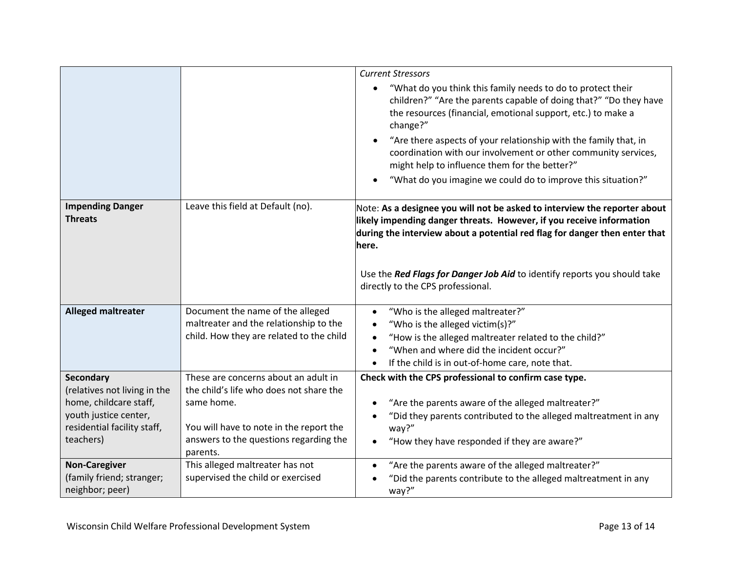| | | |
|---|---|---|
| | | *Current Stressors*<br>• "What do you think this family needs to do to protect their children?" "Are the parents capable of doing that?" "Do they have the resources (financial, emotional support, etc.) to make a change?"<br>• "Are there aspects of your relationship with the family that, in coordination with our involvement or other community services, might help to influence them for the better?"<br>• "What do you imagine we could do to improve this situation?" |
| **Impending Danger Threats** | Leave this field at Default (no). | Note: **As a designee you will not be asked to interview the reporter about likely impending danger threats. However, if you receive information during the interview about a potential red flag for danger then enter that here.**<br><br>Use the ***Red Flags for Danger Job Aid*** to identify reports you should take directly to the CPS professional. |
| **Alleged maltreater** | Document the name of the alleged maltreater and the relationship to the child. How they are related to the child | • "Who is the alleged maltreater?"<br>• "Who is the alleged victim(s)?"<br>• "How is the alleged maltreater related to the child?"<br>• "When and where did the incident occur?"<br>• If the child is in out-of-home care, note that. |
| **Secondary** (relatives not living in the home, childcare staff, youth justice center, residential facility staff, teachers) | These are concerns about an adult in the child's life who does not share the same home.<br><br>You will have to note in the report the answers to the questions regarding the parents. | **Check with the CPS professional to confirm case type.**<br><br>• "Are the parents aware of the alleged maltreater?"<br>• "Did they parents contributed to the alleged maltreatment in any way?"<br>• "How they have responded if they are aware?" |
| **Non-Caregiver** (family friend; stranger; neighbor; peer) | This alleged maltreater has not supervised the child or exercised | • "Are the parents aware of the alleged maltreater?"<br>• "Did the parents contribute to the alleged maltreatment in any way?" |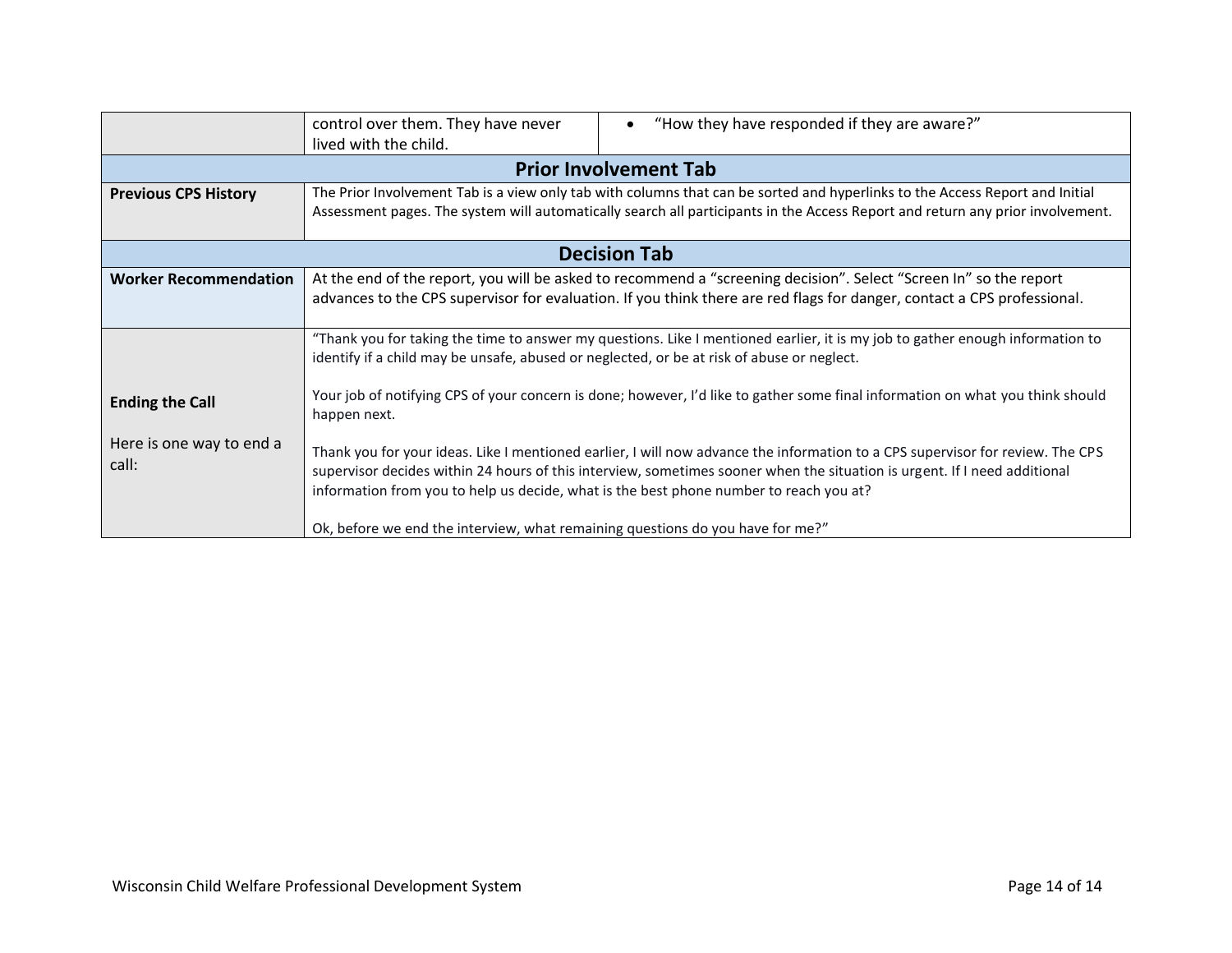| | | |
|---|---|---|
| | control over them. They have never lived with the child. | • "How they have responded if they are aware?" |
| **Prior Involvement Tab** | | |
| **Previous CPS History** | The Prior Involvement Tab is a view only tab with columns that can be sorted and hyperlinks to the Access Report and Initial Assessment pages. The system will automatically search all participants in the Access Report and return any prior involvement. | |
| **Decision Tab** | | |
| **Worker Recommendation** | At the end of the report, you will be asked to recommend a "screening decision". Select "Screen In" so the report advances to the CPS supervisor for evaluation. If you think there are red flags for danger, contact a CPS professional. | |
| **Ending the Call**<br><br>Here is one way to end a call: | "Thank you for taking the time to answer my questions. Like I mentioned earlier, it is my job to gather enough information to identify if a child may be unsafe, abused or neglected, or be at risk of abuse or neglect.<br><br>Your job of notifying CPS of your concern is done; however, I'd like to gather some final information on what you think should happen next.<br><br>Thank you for your ideas. Like I mentioned earlier, I will now advance the information to a CPS supervisor for review. The CPS supervisor decides within 24 hours of this interview, sometimes sooner when the situation is urgent. If I need additional information from you to help us decide, what is the best phone number to reach you at?<br><br>Ok, before we end the interview, what remaining questions do you have for me?" | |